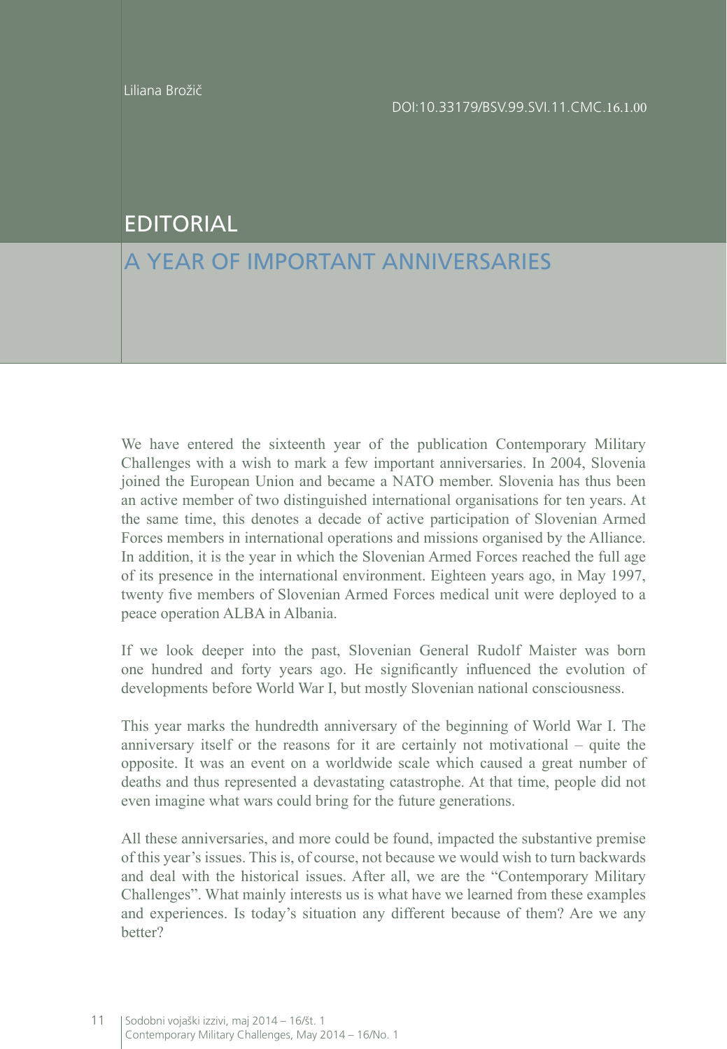Liliana Brožič

DOI:10.33179/BSV.99.SVI.11.CMC.16.1.00

# EDITORIAL

## A YEAR OF IMPORTANT ANNIVERSARIES

We have entered the sixteenth year of the publication Contemporary Military Challenges with a wish to mark a few important anniversaries. In 2004, Slovenia joined the European Union and became a NATO member. Slovenia has thus been an active member of two distinguished international organisations for ten years. At the same time, this denotes a decade of active participation of Slovenian Armed Forces members in international operations and missions organised by the Alliance. In addition, it is the year in which the Slovenian Armed Forces reached the full age of its presence in the international environment. Eighteen years ago, in May 1997, twenty five members of Slovenian Armed Forces medical unit were deployed to a peace operation ALBA in Albania.

If we look deeper into the past, Slovenian General Rudolf Maister was born one hundred and forty years ago. He significantly influenced the evolution of developments before World War I, but mostly Slovenian national consciousness.

This year marks the hundredth anniversary of the beginning of World War I. The anniversary itself or the reasons for it are certainly not motivational – quite the opposite. It was an event on a worldwide scale which caused a great number of deaths and thus represented a devastating catastrophe. At that time, people did not even imagine what wars could bring for the future generations.

All these anniversaries, and more could be found, impacted the substantive premise of this year's issues. This is, of course, not because we would wish to turn backwards and deal with the historical issues. After all, we are the "Contemporary Military Challenges". What mainly interests us is what have we learned from these examples and experiences. Is today's situation any different because of them? Are we any better?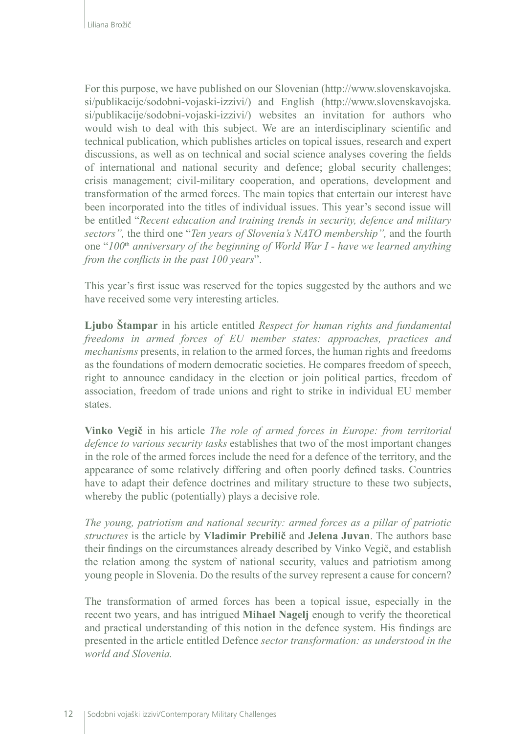For this purpose, we have published on our Slovenian (http://www.slovenskavojska.si/publikacije/sodobni-vojaski-izzivi/) and English (http://www.slovenskavojska.si/publikacije/sodobni-vojaski-izzivi/) websites an invitation for authors who would wish to deal with this subject. We are an interdisciplinary scientific and technical publication, which publishes articles on topical issues, research and expert discussions, as well as on technical and social science analyses covering the fields of international and national security and defence; global security challenges; crisis management; civil-military cooperation, and operations, development and transformation of the armed forces. The main topics that entertain our interest have been incorporated into the titles of individual issues. This year's second issue will be entitled "*Recent education and training trends in security, defence and military sectors",* the third one "*Ten years of Slovenia's NATO membership",* and the fourth one "*100th anniversary of the beginning of World War I - have we learned anything from the conflicts in the past 100 years*".

This year's first issue was reserved for the topics suggested by the authors and we have received some very interesting articles.

**Ljubo Štampar** in his article entitled *Respect for human rights and fundamental freedoms in armed forces of EU member states: approaches, practices and mechanisms* presents, in relation to the armed forces, the human rights and freedoms as the foundations of modern democratic societies. He compares freedom of speech, right to announce candidacy in the election or join political parties, freedom of association, freedom of trade unions and right to strike in individual EU member states.

**Vinko Vegič** in his article *The role of armed forces in Europe: from territorial defence to various security tasks* establishes that two of the most important changes in the role of the armed forces include the need for a defence of the territory, and the appearance of some relatively differing and often poorly defined tasks. Countries have to adapt their defence doctrines and military structure to these two subjects, whereby the public (potentially) plays a decisive role.

*The young, patriotism and national security: armed forces as a pillar of patriotic structures* is the article by **Vladimir Prebilič** and **Jelena Juvan**. The authors base their findings on the circumstances already described by Vinko Vegič, and establish the relation among the system of national security, values and patriotism among young people in Slovenia. Do the results of the survey represent a cause for concern?

The transformation of armed forces has been a topical issue, especially in the recent two years, and has intrigued **Mihael Nagelj** enough to verify the theoretical and practical understanding of this notion in the defence system. His findings are presented in the article entitled Defence *sector transformation: as understood in the world and Slovenia.*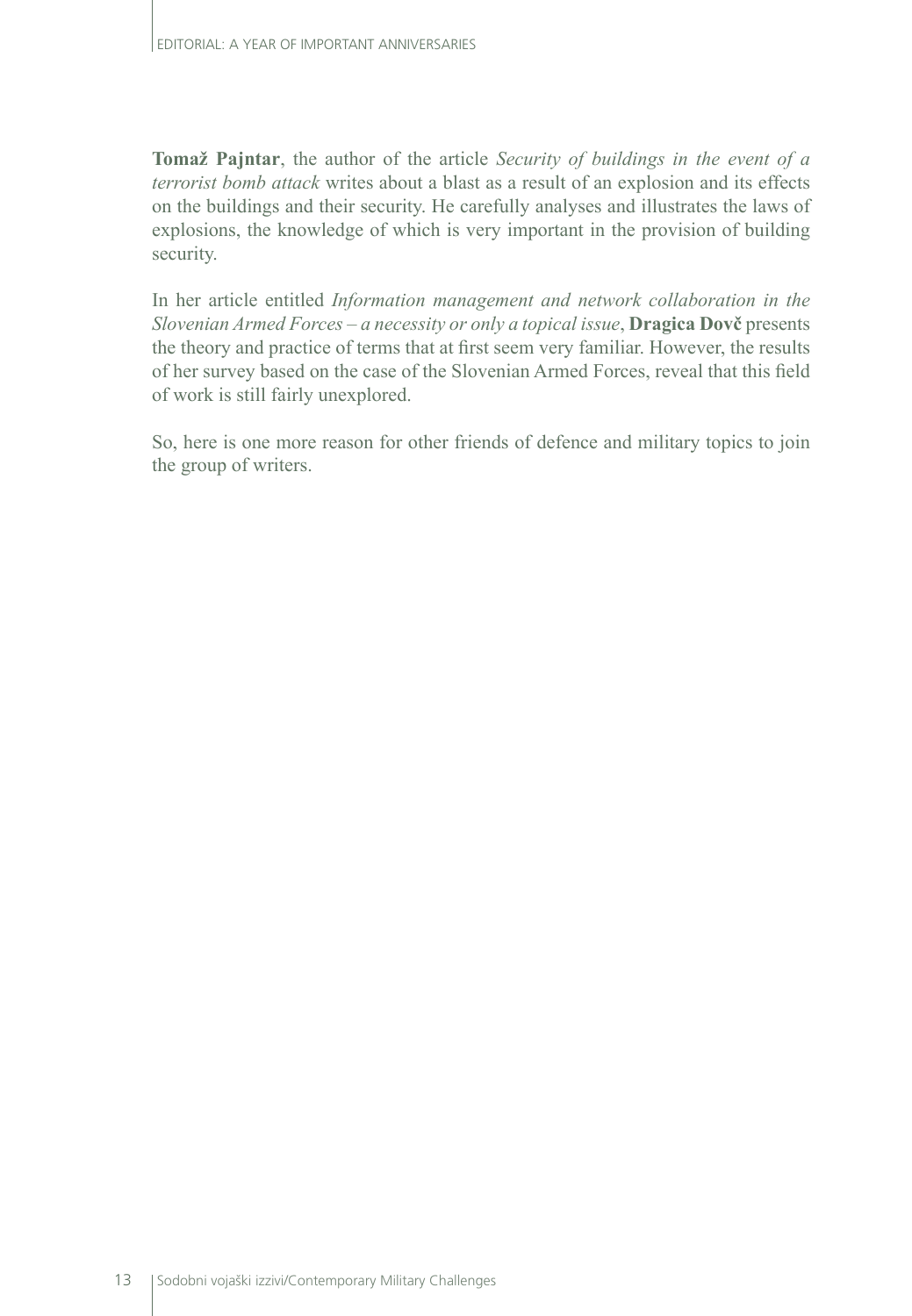**Tomaž Pajntar**, the author of the article *Security of buildings in the event of a terrorist bomb attack* writes about a blast as a result of an explosion and its effects on the buildings and their security. He carefully analyses and illustrates the laws of explosions, the knowledge of which is very important in the provision of building security.

In her article entitled *Information management and network collaboration in the Slovenian Armed Forces – a necessity or only a topical issue*, **Dragica Dovč** presents the theory and practice of terms that at first seem very familiar. However, the results of her survey based on the case of the Slovenian Armed Forces, reveal that this field of work is still fairly unexplored.

So, here is one more reason for other friends of defence and military topics to join the group of writers.